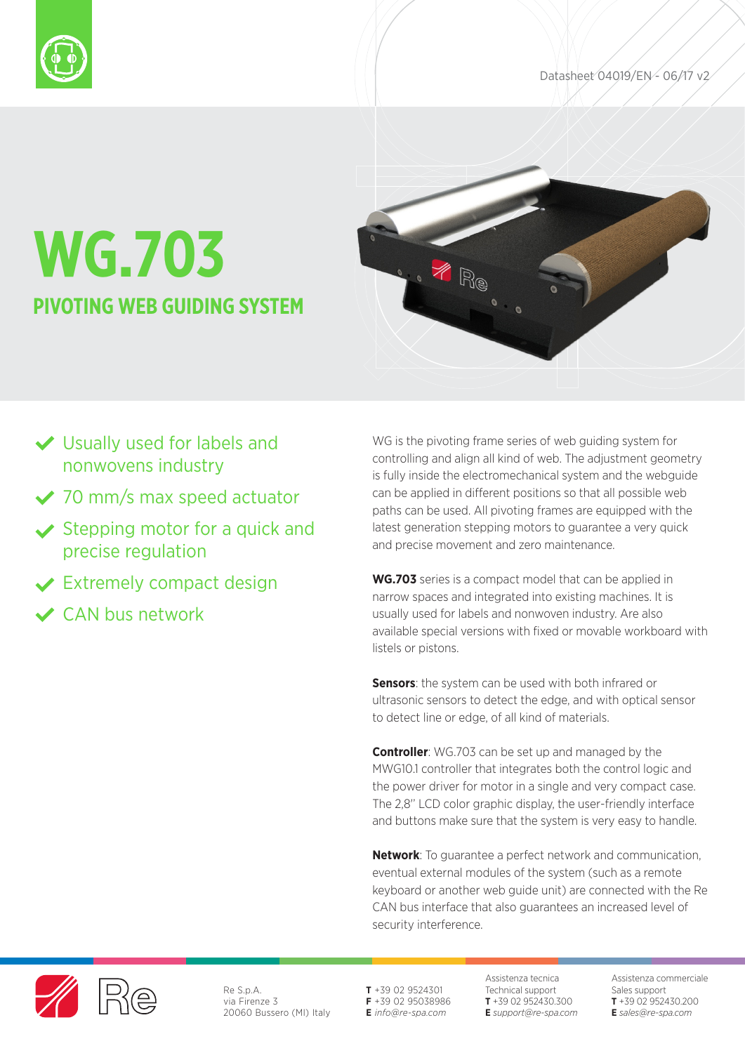Datasheet 04019/EN - 06/17 v2

# WG.703

## PIVOTING WEB GUIDING SYSTEM

- Usually used for labels and nonwovens industry
- 70 mm/s max speed actuator
- Stepping motor for a quick and precise regulation
- Extremely compact design
- CAN bus network

WG is the pivoting frame series of web guiding system for controlling and align all kind of web. The adjustment geometry is fully inside the electromechanical system and the webguide can be applied in different positions so that all possible web paths can be used. All pivoting frames are equipped with the latest generation stepping motors to guarantee a very quick and precise movement and zero maintenance.

**WG.703** series is a compact model that can be applied in narrow spaces and integrated into existing machines. It is usually used for labels and nonwoven industry. Are also available special versions with fixed or movable workboard with listels or pistons.

**Sensors**: the system can be used with both infrared or ultrasonic sensors to detect the edge, and with optical sensor to detect line or edge, of all kind of materials.

**Controller**: WG.703 can be set up and managed by the MWG10.1 controller that integrates both the control logic and the power driver for motor in a single and very compact case. The 2,8'' LCD color graphic display, the user-friendly interface and buttons make sure that the system is very easy to handle.

**Network**: To guarantee a perfect network and communication, eventual external modules of the system (such as a remote keyboard or another web guide unit) are connected with the Re CAN bus interface that also guarantees an increased level of security interference.

Re S.p.A.
via Firenze 3
20060 Bussero (MI) Italy

**T** +39 02 9524301
**F** +39 02 95038986
**E** *info@re-spa.com*

Assistenza tecnica
Technical support
**T** +39 02 952430.300
**E** *support@re-spa.com*

Assistenza commerciale
Sales support
**T** +39 02 952430.200
**E** *sales@re-spa.com*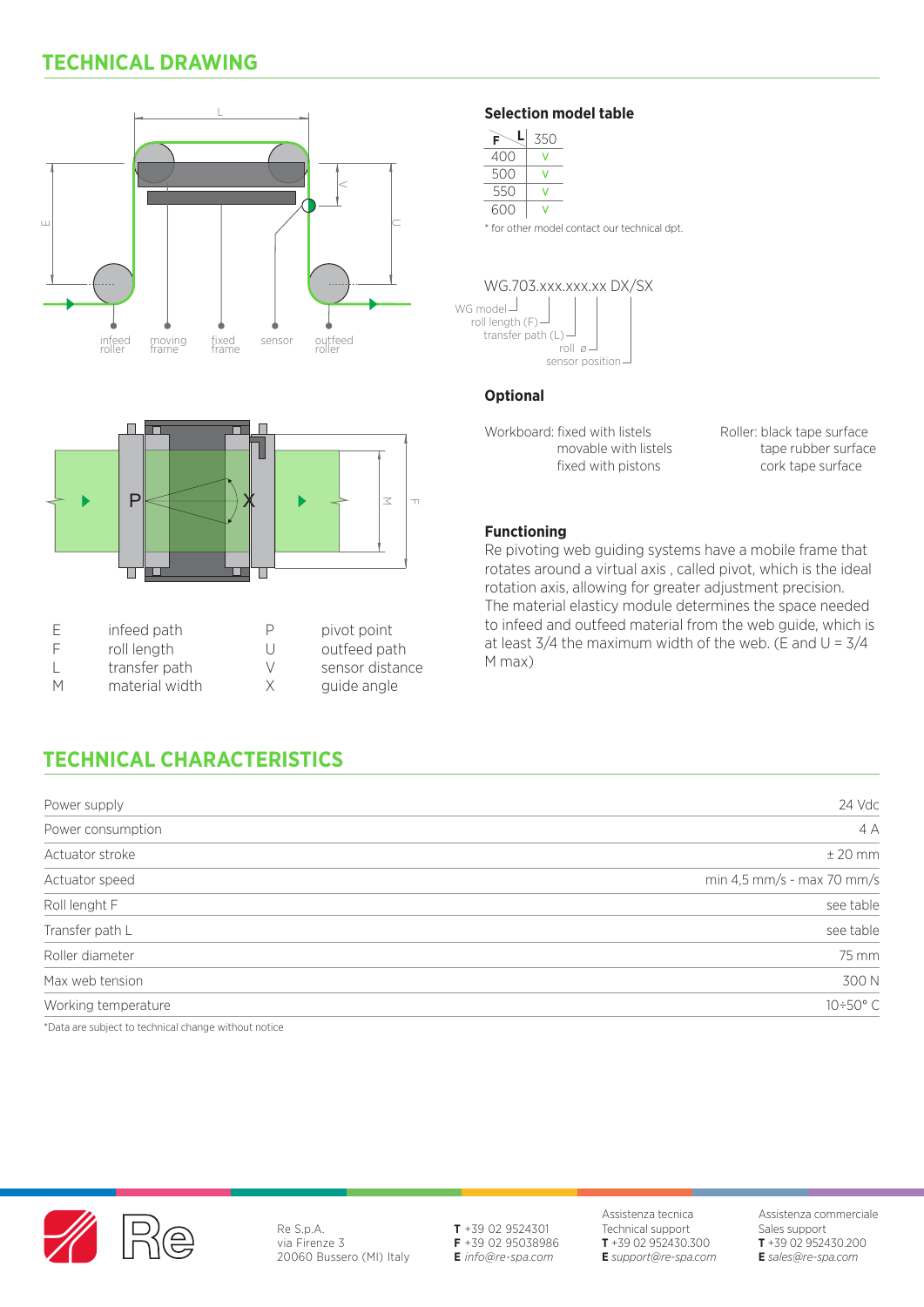## TECHNICAL DRAWING

L

E

V

U

infeed roller

moving frame

fixed frame

sensor

outfeed roller

P

X

M

F

| | | | |
|---|---|---|---|
| E | infeed path | P | pivot point |
| F | roll length | U | outfeed path |
| L | transfer path | V | sensor distance |
| M | material width | X | guide angle |

### Selection model table

| F \ L | 350 |
|---|---|
| 400 | V |
| 500 | V |
| 550 | V |
| 600 | V |

\* for other model contact our technical dpt.

WG.703.xxx.xxx.xx DX/SX

- WG model
- roll length (F)
- transfer path (L)
- roll ø
- sensor position

### Optional

Workboard: fixed with listels
movable with listels
fixed with pistons

Roller: black tape surface
tape rubber surface
cork tape surface

### Functioning

Re pivoting web guiding systems have a mobile frame that rotates around a virtual axis , called pivot, which is the ideal rotation axis, allowing for greater adjustment precision.
The material elasticy module determines the space needed to infeed and outfeed material from the web guide, which is at least 3/4 the maximum width of the web. (E and U = 3/4 M max)

## TECHNICAL CHARACTERISTICS

| | |
|---|---|
| Power supply | 24 Vdc |
| Power consumption | 4 A |
| Actuator stroke | ± 20 mm |
| Actuator speed | min 4,5 mm/s - max 70 mm/s |
| Roll lenght F | see table |
| Transfer path L | see table |
| Roller diameter | 75 mm |
| Max web tension | 300 N |
| Working temperature | 10÷50° C |

\*Data are subject to technical change without notice

Re S.p.A.
via Firenze 3
20060 Bussero (MI) Italy

**T** +39 02 9524301
**F** +39 02 95038986
**E** *info@re-spa.com*

Assistenza tecnica
Technical support
**T** +39 02 952430.300
**E** *support@re-spa.com*

Assistenza commerciale
Sales support
**T** +39 02 952430.200
**E** *sales@re-spa.com*